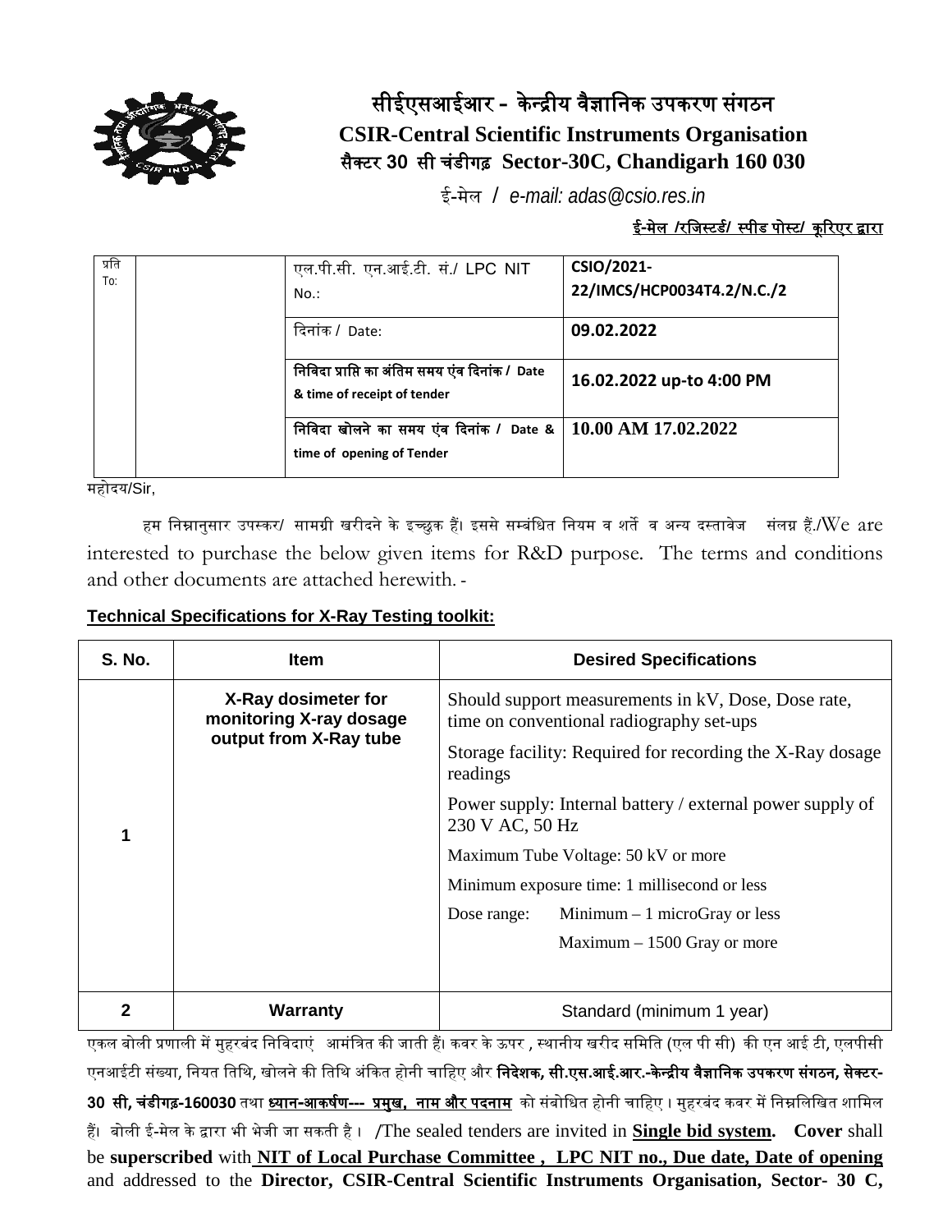# सीईएसआईआर – केन्द्रीय वैज्ञानिक उपकरण संगठन
## CSIR-Central Scientific Instruments Organisation
### सैक्टर 30 सी चंडीगढ़ Sector-30C, Chandigarh 160 030

ई-मेल / *e-mail: adas@csio.res.in*

**<u>ई-मेल /रजिस्टर्ड/ स्पीड पोस्ट/ कूरिएर द्वारा</u>**

| | | | |
|---|---|---|---|
| प्रति To: | | एल.पी.सी. एन.आई.टी. सं./ LPC NIT No.: | **CSIO/2021-22/IMCS/HCP0034T4.2/N.C./2** |
| | | दिनांक / Date: | **09.02.2022** |
| | | **निविदा प्राप्ति का अंतिम समय एंव दिनांक / Date & time of receipt of tender** | **16.02.2022 up-to 4:00 PM** |
| | | **निविदा खोलने का समय एंव दिनांक / Date & time of opening of Tender** | **10.00 AM 17.02.2022** |

महोदय/Sir,

हम निम्नानुसार उपस्कर/ सामग्री खरीदने के इच्छुक हैं। इससे सम्बंधित नियम व शर्ते व अन्य दस्तावेज संलग्न हैं।/We are interested to purchase the below given items for R&D purpose. The terms and conditions and other documents are attached herewith. -

**<u>Technical Specifications for X-Ray Testing toolkit:</u>**

| S. No. | Item | Desired Specifications |
|---|---|---|
| 1 | **X-Ray dosimeter for monitoring X-ray dosage output from X-Ray tube** | Should support measurements in kV, Dose, Dose rate, time on conventional radiography set-ups<br>Storage facility: Required for recording the X-Ray dosage readings<br>Power supply: Internal battery / external power supply of 230 V AC, 50 Hz<br>Maximum Tube Voltage: 50 kV or more<br>Minimum exposure time: 1 millisecond or less<br>Dose range: Minimum – 1 microGray or less<br>Maximum – 1500 Gray or more |
| 2 | **Warranty** | Standard (minimum 1 year) |

एकल बोली प्रणाली में मुहरबंद निविदाएं आमंत्रित की जाती हैं। कवर के ऊपर , स्थानीय खरीद समिति (एल पी सी) की एन आई टी, एलपीसी एनआईटी संख्या, नियत तिथि, खोलने की तिथि अंकित होनी चाहिए और **निदेशक, सी.एस.आई.आर.-केन्द्रीय वैज्ञानिक उपकरण संगठन, सेक्टर-30 सी, चंडीगढ़-160030** तथा **<u>ध्यान-आकर्षण--- प्रमुख, नाम और पदनाम</u>** को संबोधित होनी चाहिए । मुहरबंद कवर में निम्नलिखित शामिल हैं। बोली ई-मेल के द्वारा भी भेजी जा सकती है । /The sealed tenders are invited in **<u>Single bid system.</u>** **Cover** shall be **superscribed** with **<u>NIT of Local Purchase Committee , LPC NIT no., Due date, Date of opening</u>** and addressed to the **Director, CSIR-Central Scientific Instruments Organisation, Sector- 30 C,**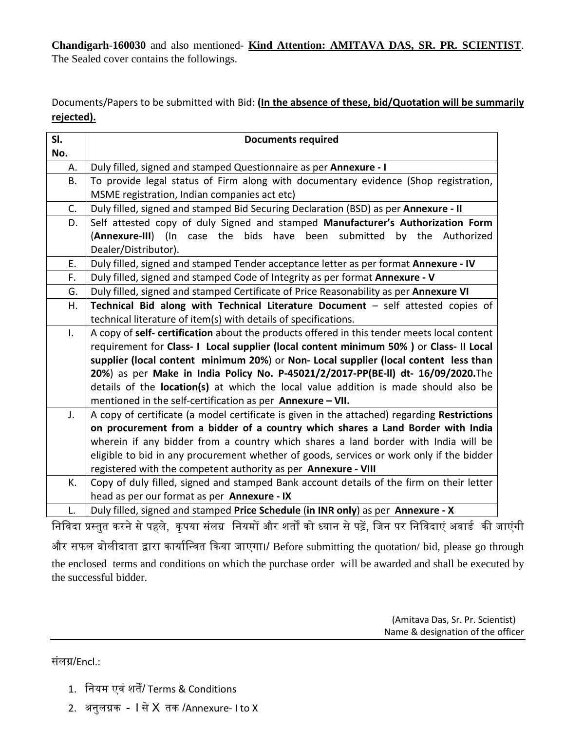**Chandigarh-160030** and also mentioned- **Kind Attention: AMITAVA DAS, SR. PR. SCIENTIST**. The Sealed cover contains the followings.

Documents/Papers to be submitted with Bid: **(In the absence of these, bid/Quotation will be summarily rejected).**

| Sl. No. | Documents required |
|---|---|
| A. | Duly filled, signed and stamped Questionnaire as per **Annexure - I** |
| B. | To provide legal status of Firm along with documentary evidence (Shop registration, MSME registration, Indian companies act etc) |
| C. | Duly filled, signed and stamped Bid Securing Declaration (BSD) as per **Annexure - II** |
| D. | Self attested copy of duly Signed and stamped **Manufacturer's Authorization Form** (**Annexure-III**) (In case the bids have been submitted by the Authorized Dealer/Distributor). |
| E. | Duly filled, signed and stamped Tender acceptance letter as per format **Annexure - IV** |
| F. | Duly filled, signed and stamped Code of Integrity as per format **Annexure - V** |
| G. | Duly filled, signed and stamped Certificate of Price Reasonability as per **Annexure VI** |
| H. | **Technical Bid along with Technical Literature Document** – self attested copies of technical literature of item(s) with details of specifications. |
| I. | A copy of **self- certification** about the products offered in this tender meets local content requirement for **Class- I Local supplier (local content minimum 50% )** or **Class- II Local supplier (local content minimum 20%**) or **Non- Local supplier (local content less than 20%**) as per **Make in India Policy No. P-45021/2/2017-PP(BE-II) dt- 16/09/2020.** The details of the **location(s)** at which the local value addition is made should also be mentioned in the self-certification as per **Annexure – VII.** |
| J. | A copy of certificate (a model certificate is given in the attached) regarding **Restrictions on procurement from a bidder of a country which shares a Land Border with India** wherein if any bidder from a country which shares a land border with India will be eligible to bid in any procurement whether of goods, services or work only if the bidder registered with the competent authority as per **Annexure - VIII** |
| K. | Copy of duly filled, signed and stamped Bank account details of the firm on their letter head as per our format as per **Annexure - IX** |
| L. | Duly filled, signed and stamped **Price Schedule** (**in INR only**) as per **Annexure - X** |

निविदा प्रस्तुत करने से पहले, कृपया संलग्न नियमों और शर्तों को ध्यान से पढ़ें, जिन पर निविदाएं अवार्ड की जाएंगी और सफल बोलीदाता द्वारा कार्यान्वित किया जाएगा।/ Before submitting the quotation/ bid, please go through the enclosed terms and conditions on which the purchase order will be awarded and shall be executed by the successful bidder.

(Amitava Das, Sr. Pr. Scientist)
Name & designation of the officer

संलग्न/Encl.:

1. नियम एवं शर्तें/ Terms & Conditions
2. अनुलग्नक - I से X तक /Annexure- I to X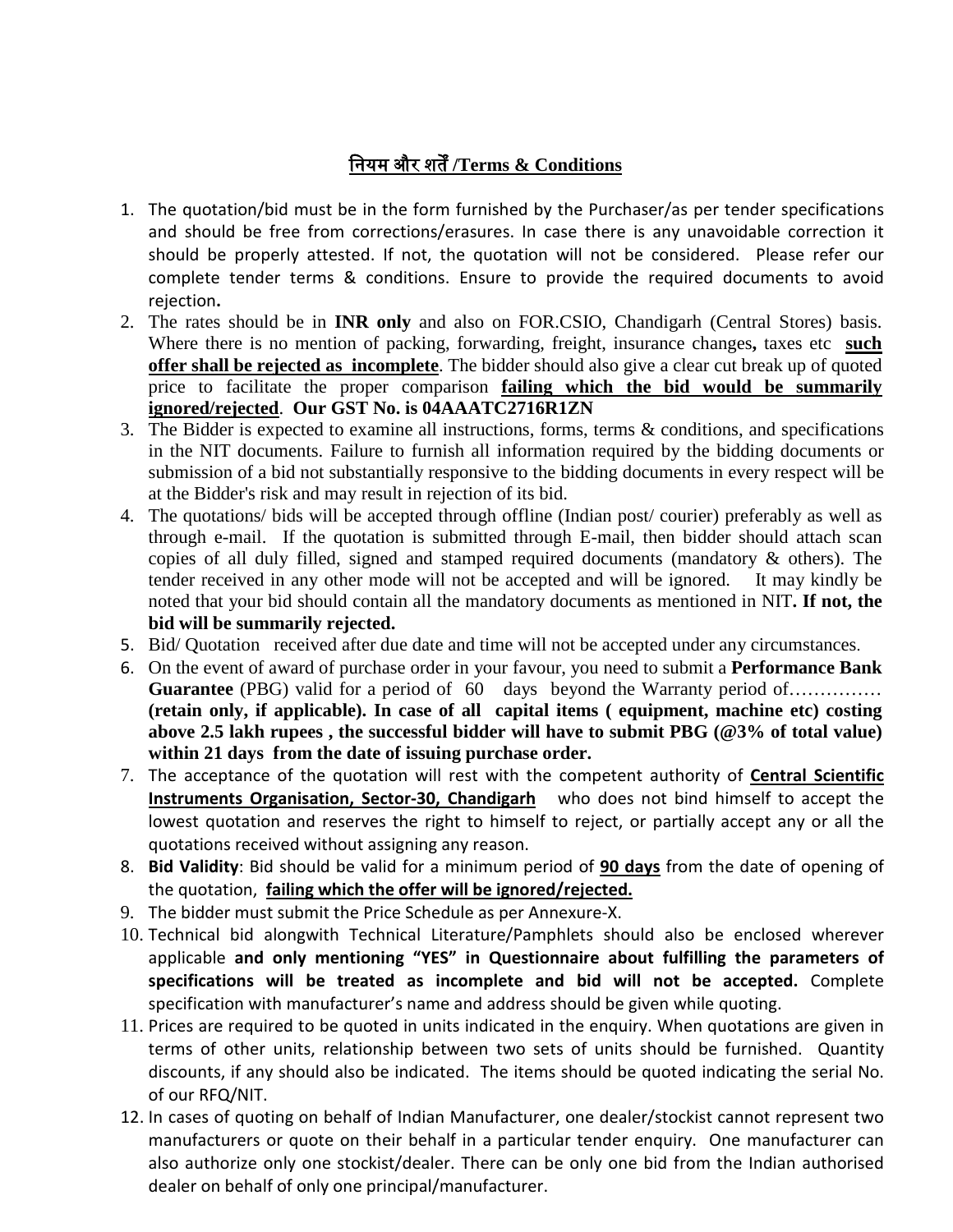## नियम और शर्तें /Terms & Conditions

1. The quotation/bid must be in the form furnished by the Purchaser/as per tender specifications and should be free from corrections/erasures. In case there is any unavoidable correction it should be properly attested. If not, the quotation will not be considered. Please refer our complete tender terms & conditions. Ensure to provide the required documents to avoid rejection**.**
2. The rates should be in **INR only** and also on FOR.CSIO, Chandigarh (Central Stores) basis. Where there is no mention of packing, forwarding, freight, insurance changes**,** taxes etc **such offer shall be rejected as incomplete**. The bidder should also give a clear cut break up of quoted price to facilitate the proper comparison **failing which the bid would be summarily ignored/rejected**. **Our GST No. is 04AAATC2716R1ZN**
3. The Bidder is expected to examine all instructions, forms, terms & conditions, and specifications in the NIT documents. Failure to furnish all information required by the bidding documents or submission of a bid not substantially responsive to the bidding documents in every respect will be at the Bidder's risk and may result in rejection of its bid.
4. The quotations/ bids will be accepted through offline (Indian post/ courier) preferably as well as through e-mail. If the quotation is submitted through E-mail, then bidder should attach scan copies of all duly filled, signed and stamped required documents (mandatory & others). The tender received in any other mode will not be accepted and will be ignored. It may kindly be noted that your bid should contain all the mandatory documents as mentioned in NIT**. If not, the bid will be summarily rejected.**
5. Bid/ Quotation received after due date and time will not be accepted under any circumstances.
6. On the event of award of purchase order in your favour, you need to submit a **Performance Bank Guarantee** (PBG) valid for a period of 60 days beyond the Warranty period of…………… **(retain only, if applicable). In case of all capital items ( equipment, machine etc) costing above 2.5 lakh rupees , the successful bidder will have to submit PBG (@3% of total value) within 21 days from the date of issuing purchase order.**
7. The acceptance of the quotation will rest with the competent authority of **Central Scientific Instruments Organisation, Sector-30, Chandigarh** who does not bind himself to accept the lowest quotation and reserves the right to himself to reject, or partially accept any or all the quotations received without assigning any reason.
8. **Bid Validity**: Bid should be valid for a minimum period of **90 days** from the date of opening of the quotation, **failing which the offer will be ignored/rejected.**
9. The bidder must submit the Price Schedule as per Annexure-X.
10. Technical bid alongwith Technical Literature/Pamphlets should also be enclosed wherever applicable **and only mentioning "YES" in Questionnaire about fulfilling the parameters of specifications will be treated as incomplete and bid will not be accepted.** Complete specification with manufacturer's name and address should be given while quoting.
11. Prices are required to be quoted in units indicated in the enquiry. When quotations are given in terms of other units, relationship between two sets of units should be furnished. Quantity discounts, if any should also be indicated. The items should be quoted indicating the serial No. of our RFQ/NIT.
12. In cases of quoting on behalf of Indian Manufacturer, one dealer/stockist cannot represent two manufacturers or quote on their behalf in a particular tender enquiry. One manufacturer can also authorize only one stockist/dealer. There can be only one bid from the Indian authorised dealer on behalf of only one principal/manufacturer.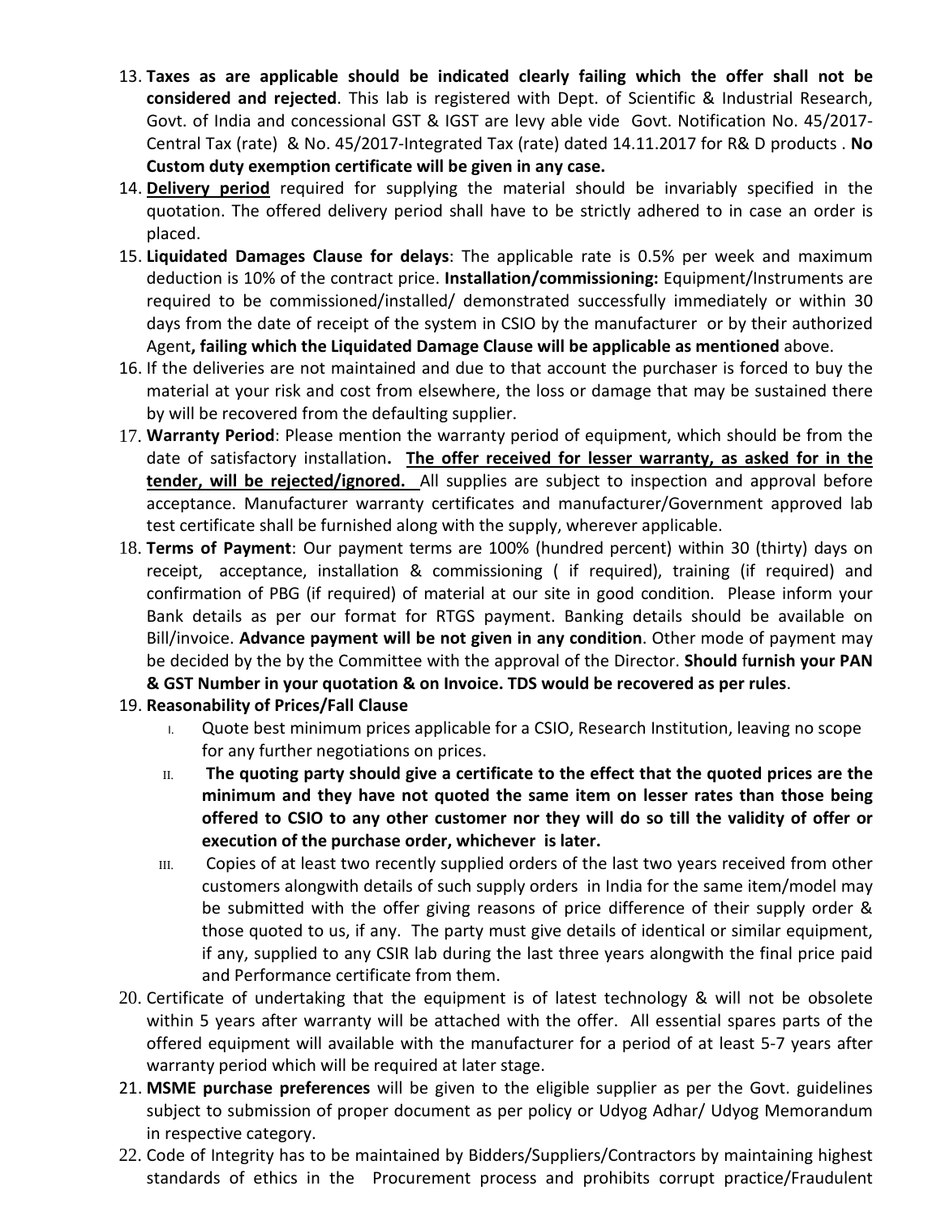13. **Taxes as are applicable should be indicated clearly failing which the offer shall not be considered and rejected**. This lab is registered with Dept. of Scientific & Industrial Research, Govt. of India and concessional GST & IGST are levy able vide Govt. Notification No. 45/2017-Central Tax (rate) & No. 45/2017-Integrated Tax (rate) dated 14.11.2017 for R& D products . **No Custom duty exemption certificate will be given in any case.**
14. **Delivery period** required for supplying the material should be invariably specified in the quotation. The offered delivery period shall have to be strictly adhered to in case an order is placed.
15. **Liquidated Damages Clause for delays**: The applicable rate is 0.5% per week and maximum deduction is 10% of the contract price. **Installation/commissioning:** Equipment/Instruments are required to be commissioned/installed/ demonstrated successfully immediately or within 30 days from the date of receipt of the system in CSIO by the manufacturer or by their authorized Agent**, failing which the Liquidated Damage Clause will be applicable as mentioned** above.
16. If the deliveries are not maintained and due to that account the purchaser is forced to buy the material at your risk and cost from elsewhere, the loss or damage that may be sustained there by will be recovered from the defaulting supplier.
17. **Warranty Period**: Please mention the warranty period of equipment, which should be from the date of satisfactory installation**. The offer received for lesser warranty, as asked for in the tender, will be rejected/ignored.** All supplies are subject to inspection and approval before acceptance. Manufacturer warranty certificates and manufacturer/Government approved lab test certificate shall be furnished along with the supply, wherever applicable.
18. **Terms of Payment**: Our payment terms are 100% (hundred percent) within 30 (thirty) days on receipt, acceptance, installation & commissioning ( if required), training (if required) and confirmation of PBG (if required) of material at our site in good condition. Please inform your Bank details as per our format for RTGS payment. Banking details should be available on Bill/invoice. **Advance payment will be not given in any condition**. Other mode of payment may be decided by the by the Committee with the approval of the Director. **Should** f**urnish your PAN & GST Number in your quotation & on Invoice. TDS would be recovered as per rules**.
19. **Reasonability of Prices/Fall Clause**
    - I. Quote best minimum prices applicable for a CSIO, Research Institution, leaving no scope for any further negotiations on prices.
    - II. **The quoting party should give a certificate to the effect that the quoted prices are the minimum and they have not quoted the same item on lesser rates than those being offered to CSIO to any other customer nor they will do so till the validity of offer or execution of the purchase order, whichever is later.**
    - III. Copies of at least two recently supplied orders of the last two years received from other customers alongwith details of such supply orders in India for the same item/model may be submitted with the offer giving reasons of price difference of their supply order & those quoted to us, if any. The party must give details of identical or similar equipment, if any, supplied to any CSIR lab during the last three years alongwith the final price paid and Performance certificate from them.
20. Certificate of undertaking that the equipment is of latest technology & will not be obsolete within 5 years after warranty will be attached with the offer. All essential spares parts of the offered equipment will available with the manufacturer for a period of at least 5-7 years after warranty period which will be required at later stage.
21. **MSME purchase preferences** will be given to the eligible supplier as per the Govt. guidelines subject to submission of proper document as per policy or Udyog Adhar/ Udyog Memorandum in respective category.
22. Code of Integrity has to be maintained by Bidders/Suppliers/Contractors by maintaining highest standards of ethics in the Procurement process and prohibits corrupt practice/Fraudulent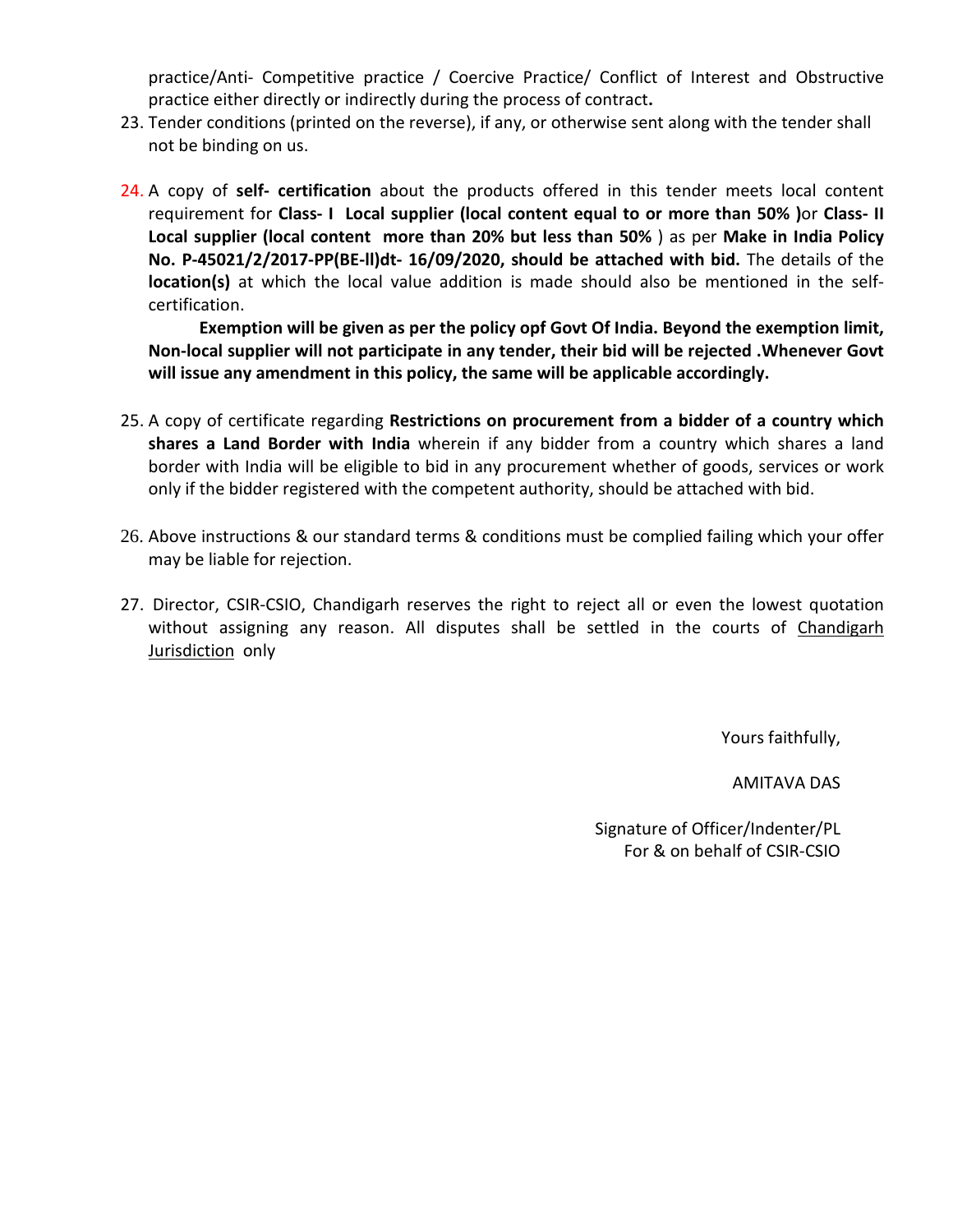practice/Anti- Competitive practice / Coercive Practice/ Conflict of Interest and Obstructive practice either directly or indirectly during the process of contract**.**

23. Tender conditions (printed on the reverse), if any, or otherwise sent along with the tender shall not be binding on us.

24. A copy of **self- certification** about the products offered in this tender meets local content requirement for **Class- I Local supplier (local content equal to or more than 50% )**or **Class- II Local supplier (local content more than 20% but less than 50%** ) as per **Make in India Policy No. P-45021/2/2017-PP(BE-ll)dt- 16/09/2020, should be attached with bid.** The details of the **location(s)** at which the local value addition is made should also be mentioned in the self-certification.

    **Exemption will be given as per the policy opf Govt Of India. Beyond the exemption limit, Non-local supplier will not participate in any tender, their bid will be rejected .Whenever Govt will issue any amendment in this policy, the same will be applicable accordingly.**

25. A copy of certificate regarding **Restrictions on procurement from a bidder of a country which shares a Land Border with India** wherein if any bidder from a country which shares a land border with India will be eligible to bid in any procurement whether of goods, services or work only if the bidder registered with the competent authority, should be attached with bid.

26. Above instructions & our standard terms & conditions must be complied failing which your offer may be liable for rejection.

27. Director, CSIR-CSIO, Chandigarh reserves the right to reject all or even the lowest quotation without assigning any reason. All disputes shall be settled in the courts of Chandigarh Jurisdiction only

Yours faithfully,

AMITAVA DAS

Signature of Officer/Indenter/PL
For & on behalf of CSIR-CSIO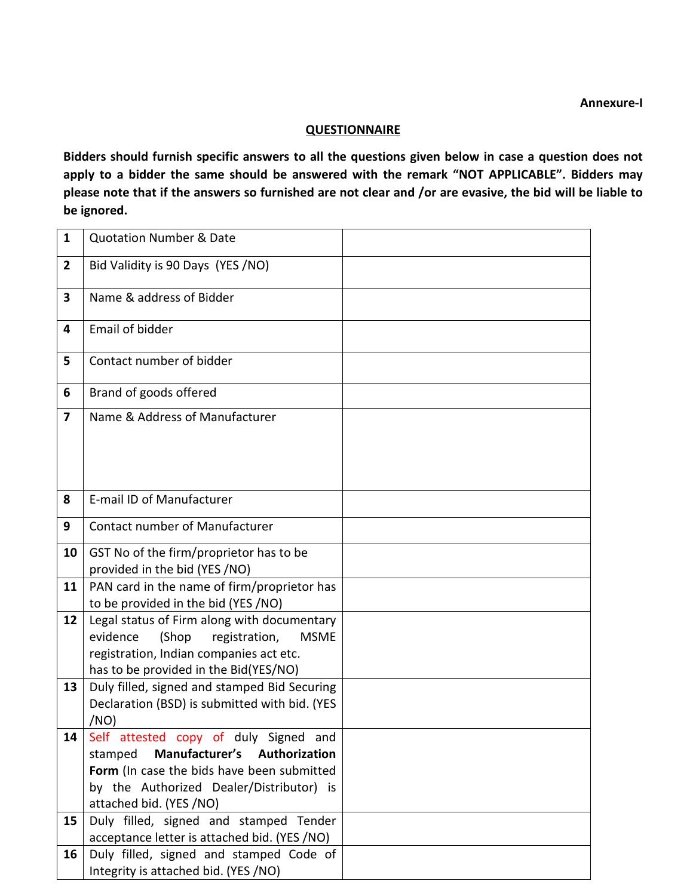**Annexure-I**

**QUESTIONNAIRE**

**Bidders should furnish specific answers to all the questions given below in case a question does not apply to a bidder the same should be answered with the remark "NOT APPLICABLE". Bidders may please note that if the answers so furnished are not clear and /or are evasive, the bid will be liable to be ignored.**

| | | |
|---|---|---|
| **1** | Quotation Number & Date | |
| **2** | Bid Validity is 90 Days (YES /NO) | |
| **3** | Name & address of Bidder | |
| **4** | Email of bidder | |
| **5** | Contact number of bidder | |
| **6** | Brand of goods offered | |
| **7** | Name & Address of Manufacturer | |
| **8** | E-mail ID of Manufacturer | |
| **9** | Contact number of Manufacturer | |
| **10** | GST No of the firm/proprietor has to be provided in the bid (YES /NO) | |
| **11** | PAN card in the name of firm/proprietor has to be provided in the bid (YES /NO) | |
| **12** | Legal status of Firm along with documentary evidence (Shop registration, MSME registration, Indian companies act etc. has to be provided in the Bid(YES/NO) | |
| **13** | Duly filled, signed and stamped Bid Securing Declaration (BSD) is submitted with bid. (YES /NO) | |
| **14** | Self attested copy of duly Signed and stamped **Manufacturer's Authorization Form** (In case the bids have been submitted by the Authorized Dealer/Distributor) is attached bid. (YES /NO) | |
| **15** | Duly filled, signed and stamped Tender acceptance letter is attached bid. (YES /NO) | |
| **16** | Duly filled, signed and stamped Code of Integrity is attached bid. (YES /NO) | |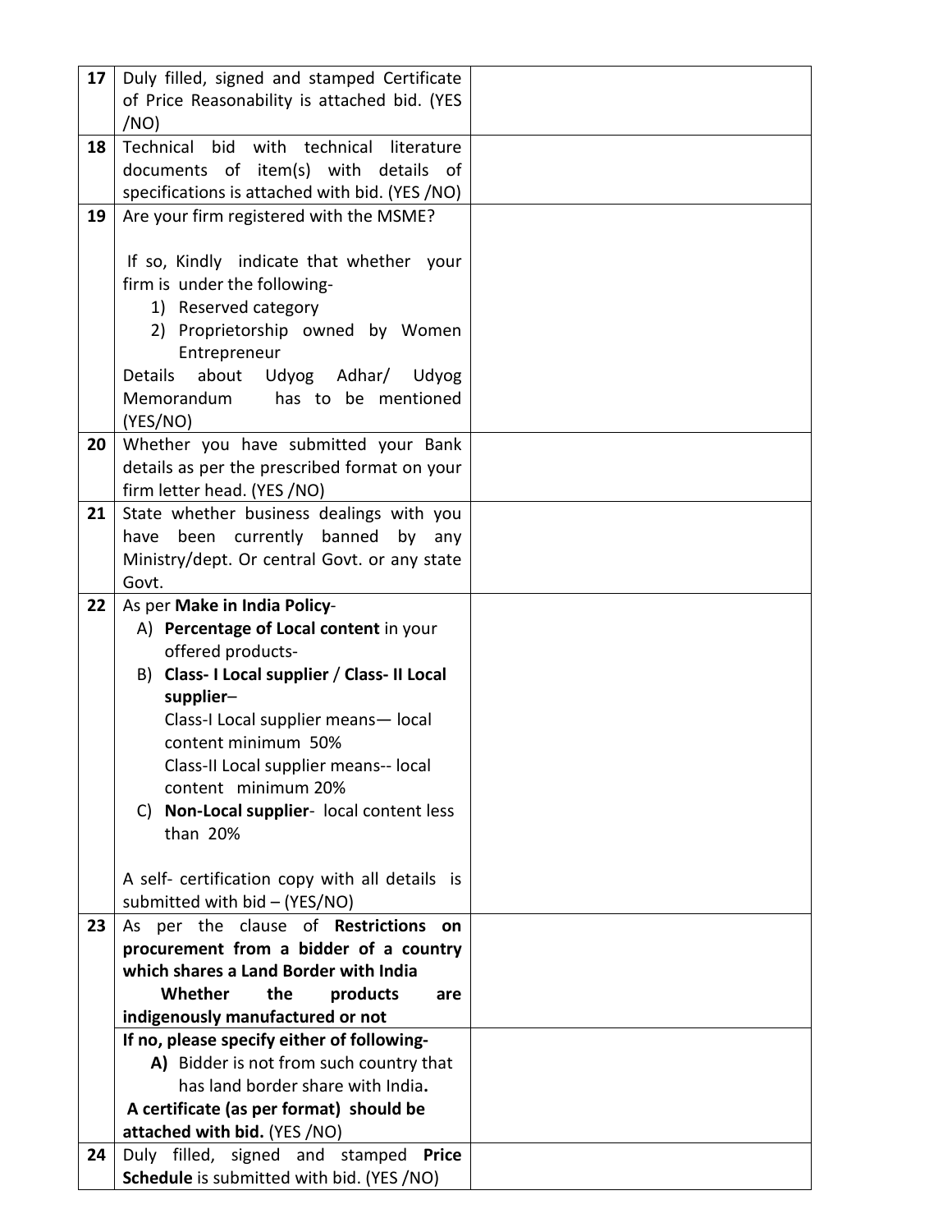| | | |
|---|---|---|
| **17** | Duly filled, signed and stamped Certificate of Price Reasonability is attached bid. (YES /NO) | |
| **18** | Technical bid with technical literature documents of item(s) with details of specifications is attached with bid. (YES /NO) | |
| **19** | Are your firm registered with the MSME?<br><br>If so, Kindly indicate that whether your firm is under the following-<br>1) Reserved category<br>2) Proprietorship owned by Women Entrepreneur<br>Details about Udyog Adhar/ Udyog Memorandum has to be mentioned (YES/NO) | |
| **20** | Whether you have submitted your Bank details as per the prescribed format on your firm letter head. (YES /NO) | |
| **21** | State whether business dealings with you have been currently banned by any Ministry/dept. Or central Govt. or any state Govt. | |
| **22** | As per **Make in India Policy**-<br>A) **Percentage of Local content** in your offered products-<br>B) **Class- I Local supplier** / **Class- II Local supplier**–<br>Class-I Local supplier means— local content minimum 50%<br>Class-II Local supplier means-- local content minimum 20%<br>C) **Non-Local supplier**- local content less than 20%<br><br>A self- certification copy with all details is submitted with bid – (YES/NO) | |
| **23** | As per the clause of **Restrictions on procurement from a bidder of a country which shares a Land Border with India**<br>**Whether the products are indigenously manufactured or not** | |
| | **If no, please specify either of following-**<br>**A)** Bidder is not from such country that has land border share with India**.**<br>**A certificate (as per format) should be attached with bid.** (YES /NO) | |
| **24** | Duly filled, signed and stamped **Price Schedule** is submitted with bid. (YES /NO) | |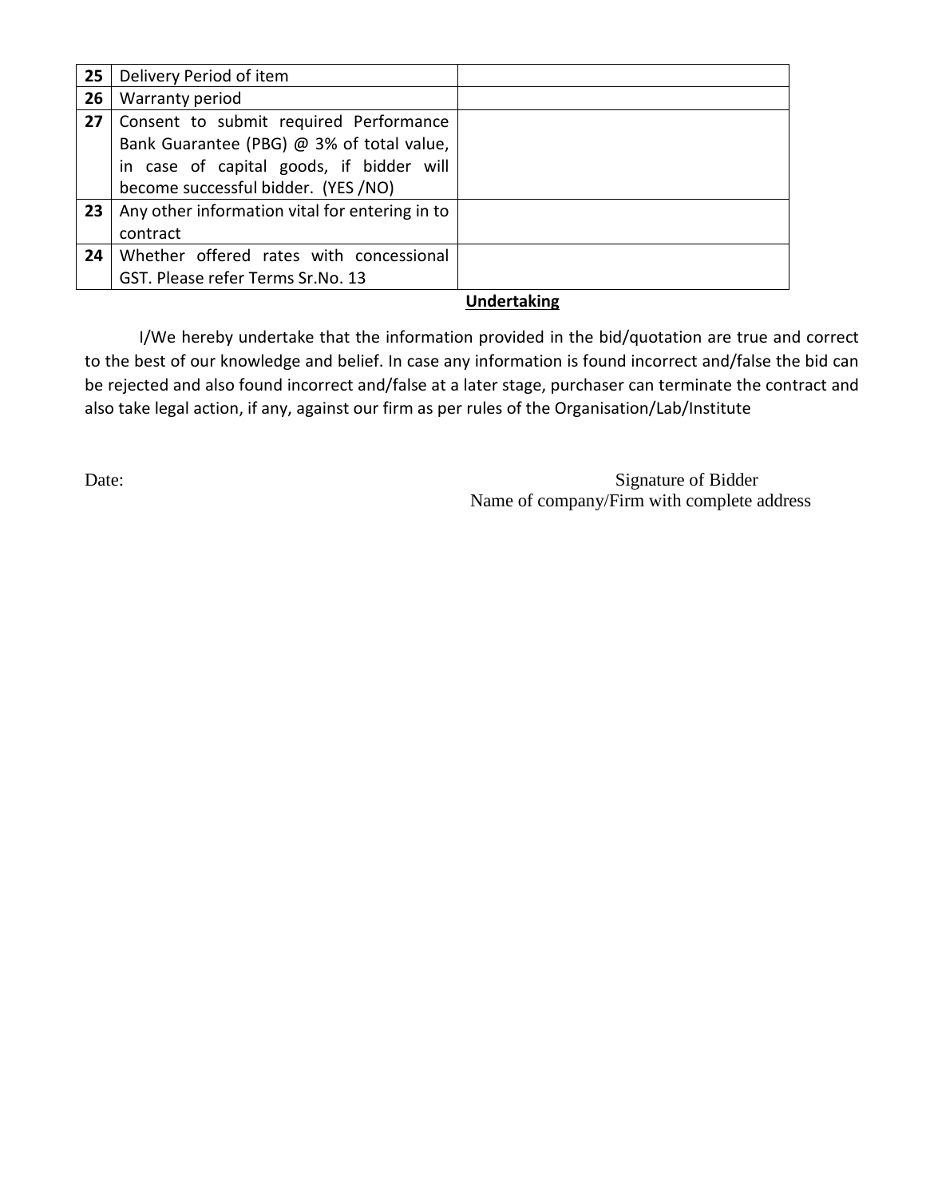| | | |
|---|---|---|
| **25** | Delivery Period of item | |
| **26** | Warranty period | |
| **27** | Consent to submit required Performance Bank Guarantee (PBG) @ 3% of total value, in case of capital goods, if bidder will become successful bidder. (YES /NO) | |
| **23** | Any other information vital for entering in to contract | |
| **24** | Whether offered rates with concessional GST. Please refer Terms Sr.No. 13 | |

**<u>Undertaking</u>**

I/We hereby undertake that the information provided in the bid/quotation are true and correct to the best of our knowledge and belief. In case any information is found incorrect and/false the bid can be rejected and also found incorrect and/false at a later stage, purchaser can terminate the contract and also take legal action, if any, against our firm as per rules of the Organisation/Lab/Institute

Date:

Signature of Bidder

Name of company/Firm with complete address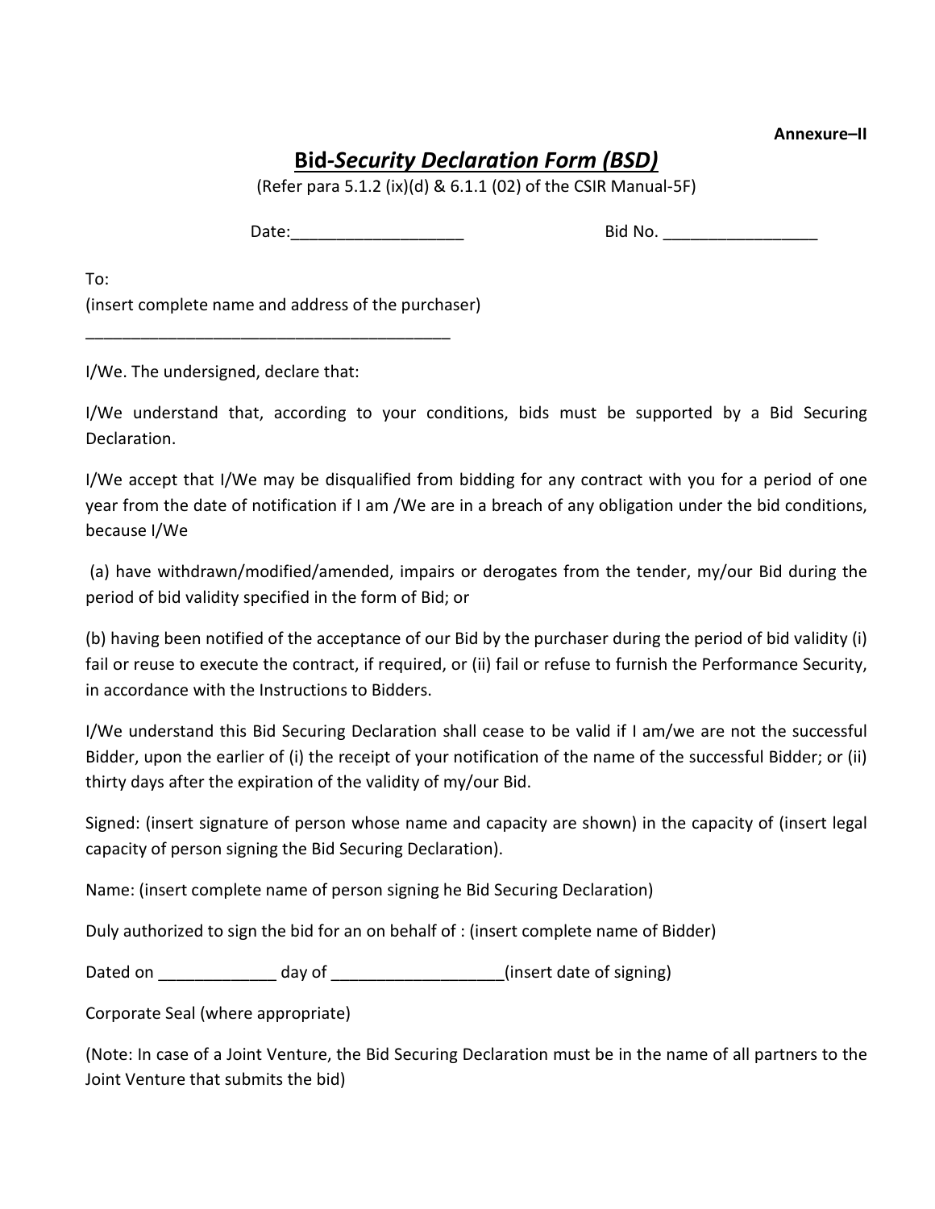**Annexure–II**

# Bid-*Security Declaration Form (BSD)*

(Refer para 5.1.2 (ix)(d) & 6.1.1 (02) of the CSIR Manual-5F)

Date:___________________ Bid No. _________________

To:
(insert complete name and address of the purchaser)
________________________________________

I/We. The undersigned, declare that:

I/We understand that, according to your conditions, bids must be supported by a Bid Securing Declaration.

I/We accept that I/We may be disqualified from bidding for any contract with you for a period of one year from the date of notification if I am /We are in a breach of any obligation under the bid conditions, because I/We

(a) have withdrawn/modified/amended, impairs or derogates from the tender, my/our Bid during the period of bid validity specified in the form of Bid; or

(b) having been notified of the acceptance of our Bid by the purchaser during the period of bid validity (i) fail or reuse to execute the contract, if required, or (ii) fail or refuse to furnish the Performance Security, in accordance with the Instructions to Bidders.

I/We understand this Bid Securing Declaration shall cease to be valid if I am/we are not the successful Bidder, upon the earlier of (i) the receipt of your notification of the name of the successful Bidder; or (ii) thirty days after the expiration of the validity of my/our Bid.

Signed: (insert signature of person whose name and capacity are shown) in the capacity of (insert legal capacity of person signing the Bid Securing Declaration).

Name: (insert complete name of person signing he Bid Securing Declaration)

Duly authorized to sign the bid for an on behalf of : (insert complete name of Bidder)

Dated on _____________ day of ___________________(insert date of signing)

Corporate Seal (where appropriate)

(Note: In case of a Joint Venture, the Bid Securing Declaration must be in the name of all partners to the Joint Venture that submits the bid)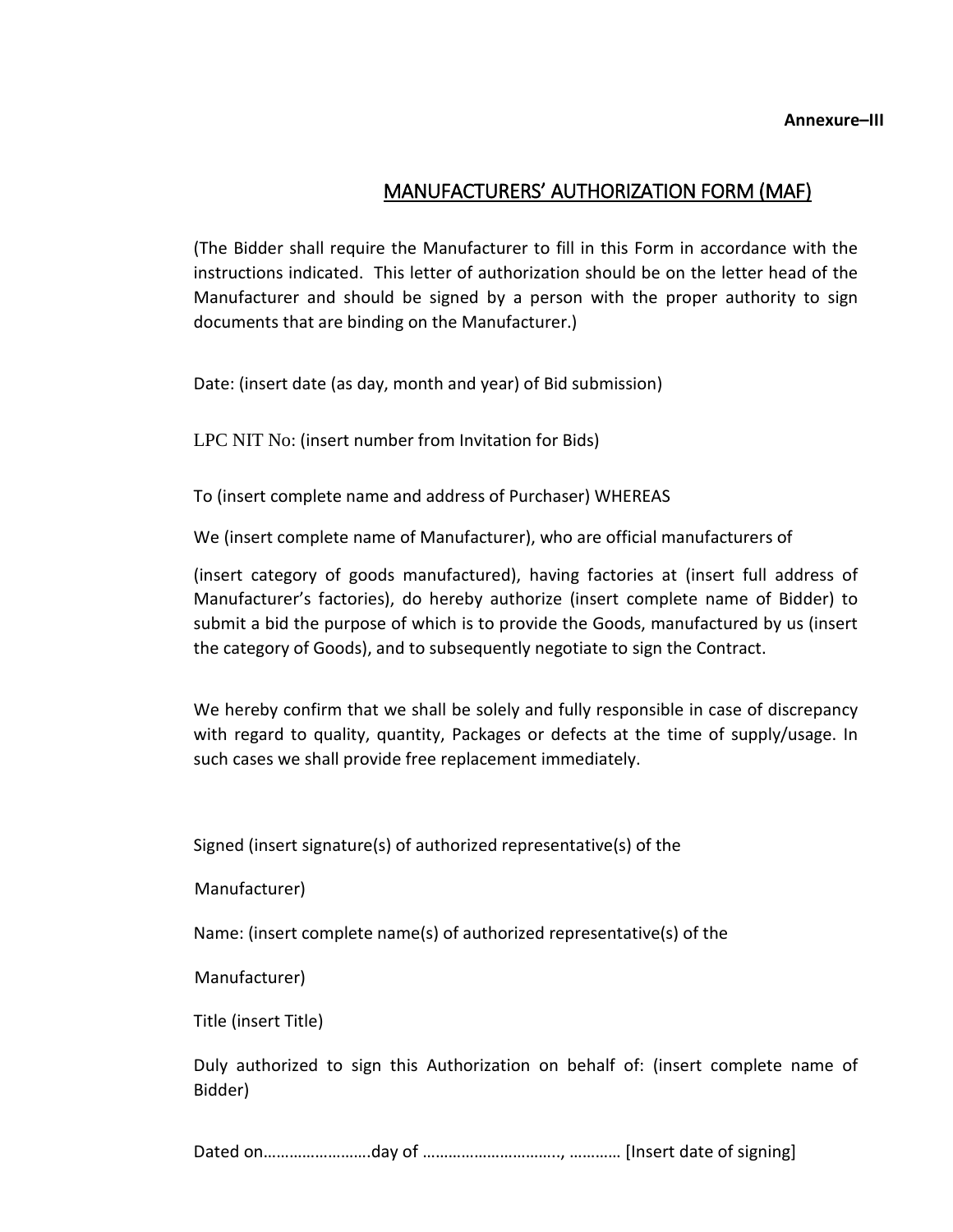**Annexure–III**

# MANUFACTURERS' AUTHORIZATION FORM (MAF)

(The Bidder shall require the Manufacturer to fill in this Form in accordance with the instructions indicated. This letter of authorization should be on the letter head of the Manufacturer and should be signed by a person with the proper authority to sign documents that are binding on the Manufacturer.)

Date: (insert date (as day, month and year) of Bid submission)

LPC NIT No: (insert number from Invitation for Bids)

To (insert complete name and address of Purchaser) WHEREAS

We (insert complete name of Manufacturer), who are official manufacturers of

(insert category of goods manufactured), having factories at (insert full address of Manufacturer's factories), do hereby authorize (insert complete name of Bidder) to submit a bid the purpose of which is to provide the Goods, manufactured by us (insert the category of Goods), and to subsequently negotiate to sign the Contract.

We hereby confirm that we shall be solely and fully responsible in case of discrepancy with regard to quality, quantity, Packages or defects at the time of supply/usage. In such cases we shall provide free replacement immediately.

Signed (insert signature(s) of authorized representative(s) of the

Manufacturer)

Name: (insert complete name(s) of authorized representative(s) of the

Manufacturer)

Title (insert Title)

Duly authorized to sign this Authorization on behalf of: (insert complete name of Bidder)

Dated on…………………….day of ………………………….., ………… [Insert date of signing]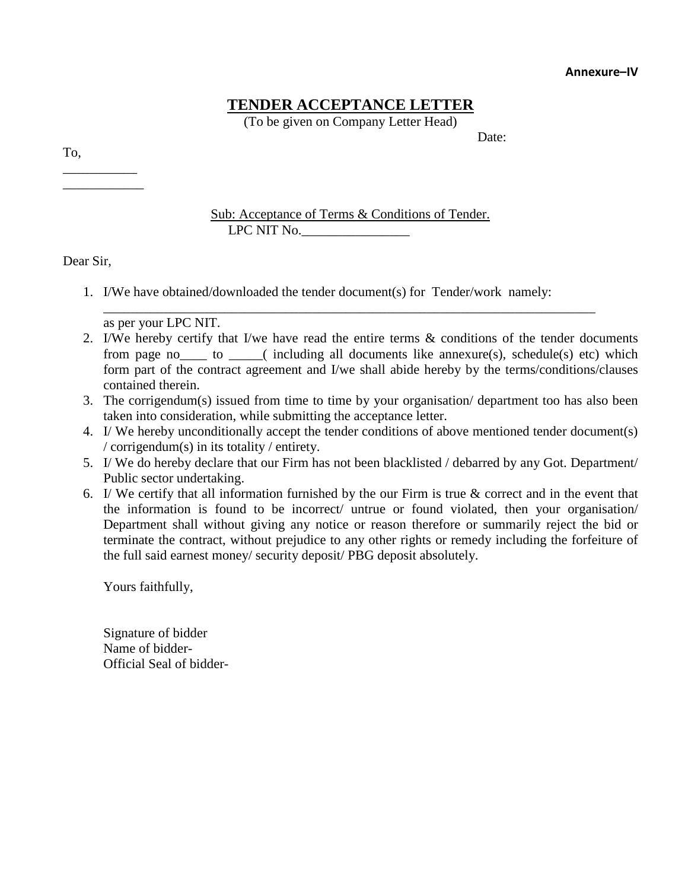**Annexure–IV**

# TENDER ACCEPTANCE LETTER

(To be given on Company Letter Head)

Date:

To,

\_\_\_\_\_\_\_\_\_\_\_

\_\_\_\_\_\_\_\_\_\_\_\_

Sub: Acceptance of Terms & Conditions of Tender.
LPC NIT No.\_\_\_\_\_\_\_\_\_\_\_\_\_\_\_\_

Dear Sir,

1. I/We have obtained/downloaded the tender document(s) for Tender/work namely: \_\_\_\_\_\_\_\_\_\_\_\_\_\_\_\_\_\_\_\_\_\_\_\_\_\_\_\_\_\_\_\_\_\_\_\_\_\_\_\_\_\_\_\_\_\_\_\_\_\_\_\_\_\_\_\_\_\_\_\_\_\_\_\_\_\_\_\_\_\_\_\_\_\_ as per your LPC NIT.
2. I/We hereby certify that I/we have read the entire terms & conditions of the tender documents from page no\_\_\_\_ to \_\_\_\_\_( including all documents like annexure(s), schedule(s) etc) which form part of the contract agreement and I/we shall abide hereby by the terms/conditions/clauses contained therein.
3. The corrigendum(s) issued from time to time by your organisation/ department too has also been taken into consideration, while submitting the acceptance letter.
4. I/ We hereby unconditionally accept the tender conditions of above mentioned tender document(s) / corrigendum(s) in its totality / entirety.
5. I/ We do hereby declare that our Firm has not been blacklisted / debarred by any Got. Department/ Public sector undertaking.
6. I/ We certify that all information furnished by the our Firm is true & correct and in the event that the information is found to be incorrect/ untrue or found violated, then your organisation/ Department shall without giving any notice or reason therefore or summarily reject the bid or terminate the contract, without prejudice to any other rights or remedy including the forfeiture of the full said earnest money/ security deposit/ PBG deposit absolutely.

Yours faithfully,

Signature of bidder
Name of bidder-
Official Seal of bidder-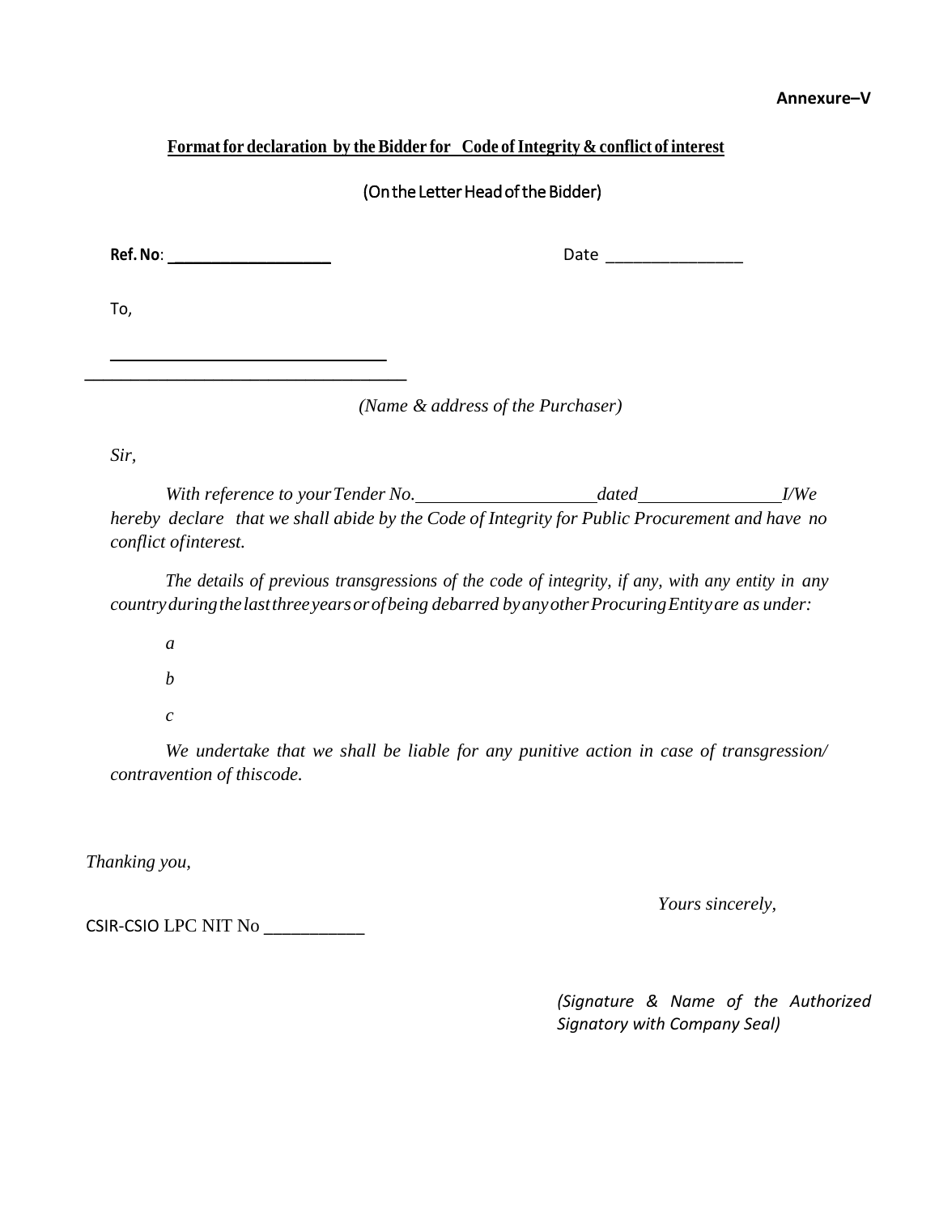**Annexure–V**

**Format for declaration by the Bidder for Code of Integrity & conflict of interest**

(On the Letter Head of the Bidder)

**Ref. No**: ___________________ Date _______________

To,

_______________________________

____________________________________

*(Name & address of the Purchaser)*

*Sir,*

*With reference to your Tender No.____________________dated________________ I/We hereby declare that we shall abide by the Code of Integrity for Public Procurement and have no conflict of interest.*

*The details of previous transgressions of the code of integrity, if any, with any entity in any country during the last three years or of being debarred by any other Procuring Entity are as under:*

*a*

*b*

*c*

*We undertake that we shall be liable for any punitive action in case of transgression/ contravention of this code.*

*Thanking you,*

*Yours sincerely,*

CSIR-CSIO LPC NIT No ___________

*(Signature & Name of the Authorized Signatory with Company Seal)*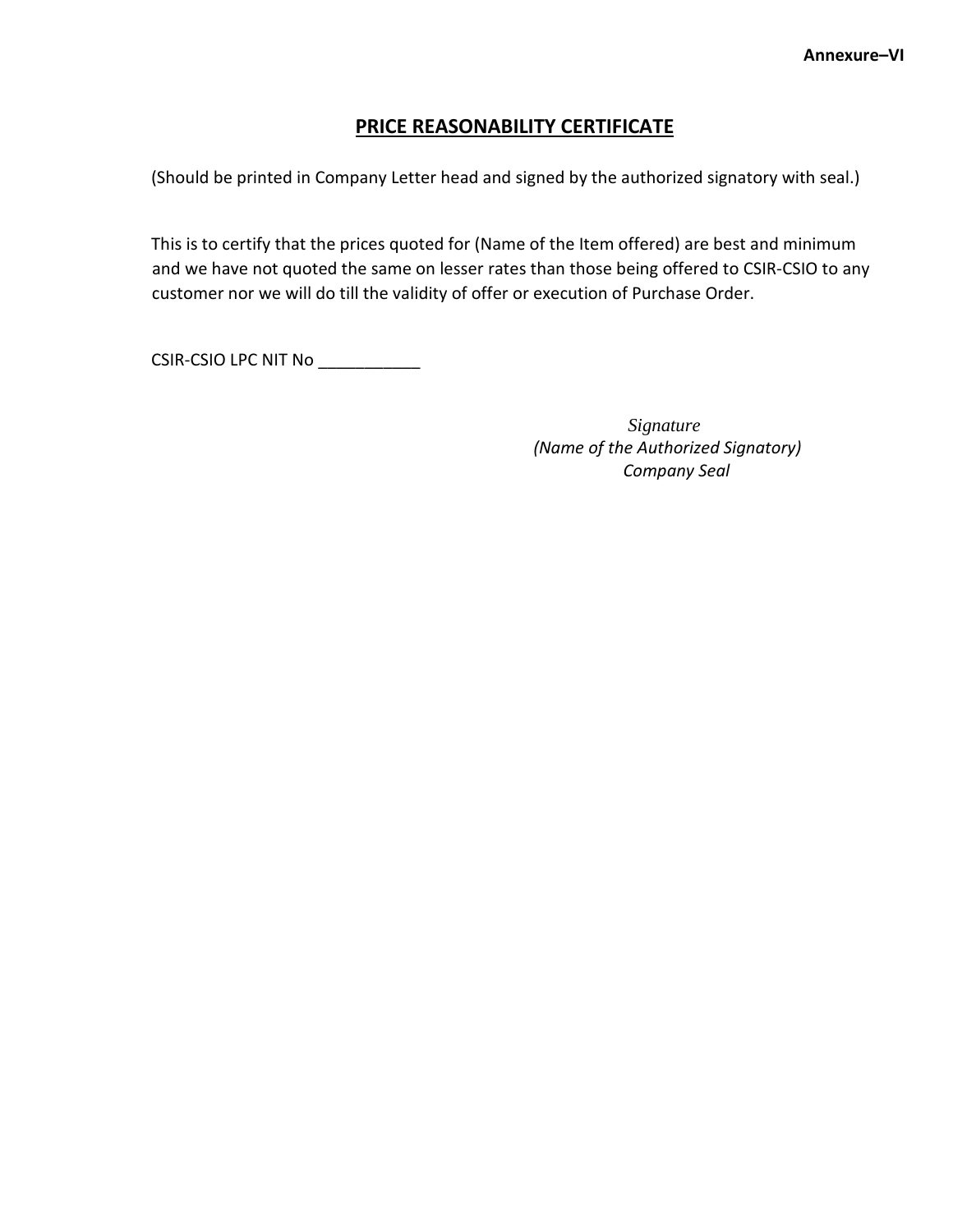**Annexure–VI**

## PRICE REASONABILITY CERTIFICATE

(Should be printed in Company Letter head and signed by the authorized signatory with seal.)

This is to certify that the prices quoted for (Name of the Item offered) are best and minimum and we have not quoted the same on lesser rates than those being offered to CSIR-CSIO to any customer nor we will do till the validity of offer or execution of Purchase Order.

CSIR-CSIO LPC NIT No ___________

*Signature*
*(Name of the Authorized Signatory)*
*Company Seal*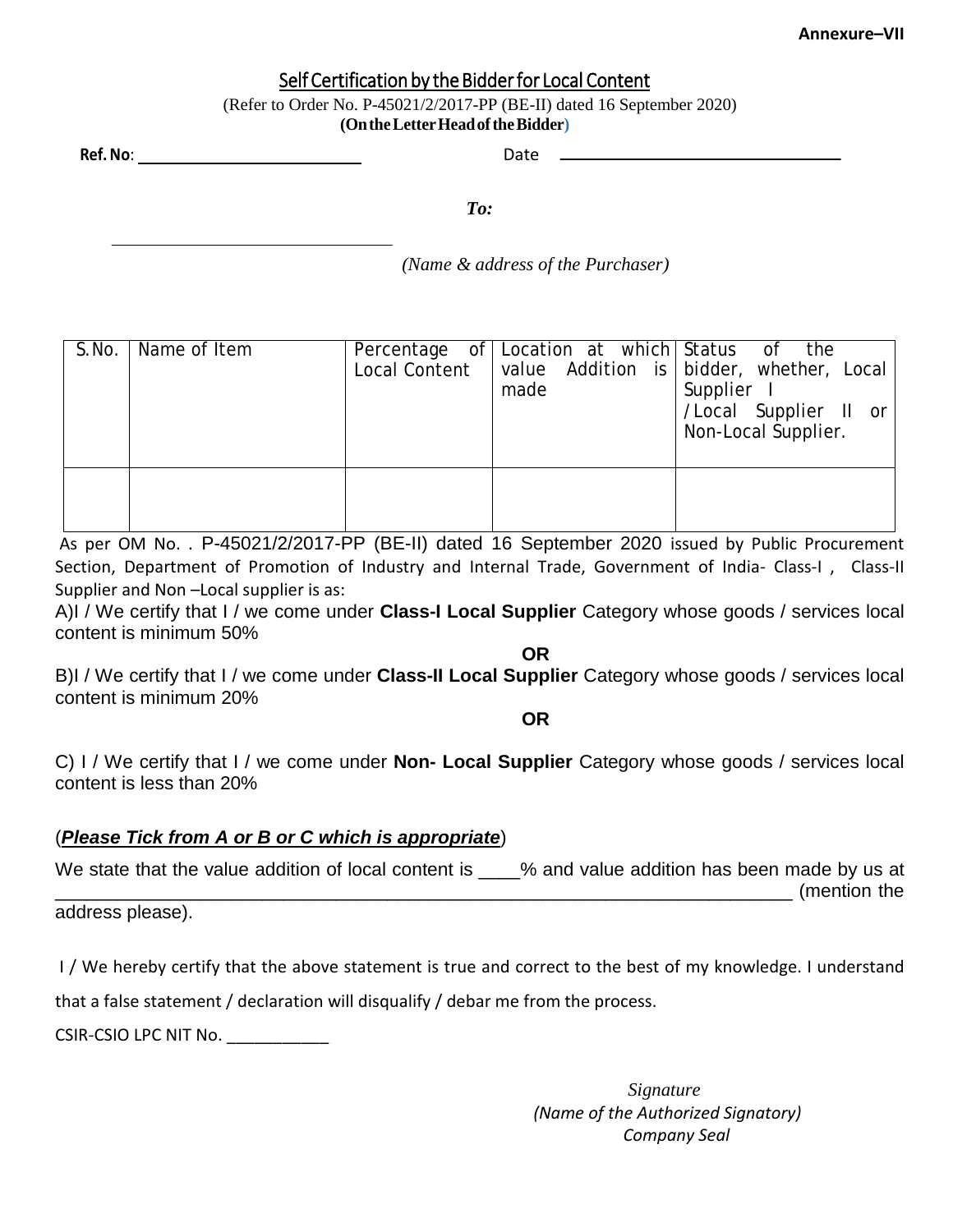**Annexure–VII**

## Self Certification by the Bidder for Local Content

(Refer to Order No. P-45021/2/2017-PP (BE-II) dated 16 September 2020)

**(On the Letter Head of the Bidder)**

**Ref. No**: ____________________________ Date ____________________________________

***To:***

________________________________

*(Name & address of the Purchaser)*

| S.No. | Name of Item | Percentage of Local Content | Location at which value Addition is made | Status of the bidder, whether, Local Supplier I /Local Supplier II or Non-Local Supplier. |
|---|---|---|---|---|
| | | | | |

As per OM No. . P-45021/2/2017-PP (BE-II) dated 16 September 2020 issued by Public Procurement Section, Department of Promotion of Industry and Internal Trade, Government of India- Class-I , Class-II Supplier and Non –Local supplier is as:

A)I / We certify that I / we come under **Class-I Local Supplier** Category whose goods / services local content is minimum 50%

**OR**

B)I / We certify that I / we come under **Class-II Local Supplier** Category whose goods / services local content is minimum 20%

**OR**

C) I / We certify that I / we come under **Non- Local Supplier** Category whose goods / services local content is less than 20%

(***Please Tick from A or B or C which is appropriate***)

We state that the value addition of local content is ____% and value addition has been made by us at ______________________________________________________________________ (mention the address please).

I / We hereby certify that the above statement is true and correct to the best of my knowledge. I understand that a false statement / declaration will disqualify / debar me from the process.

CSIR-CSIO LPC NIT No. ___________

*Signature*
*(Name of the Authorized Signatory)*
*Company Seal*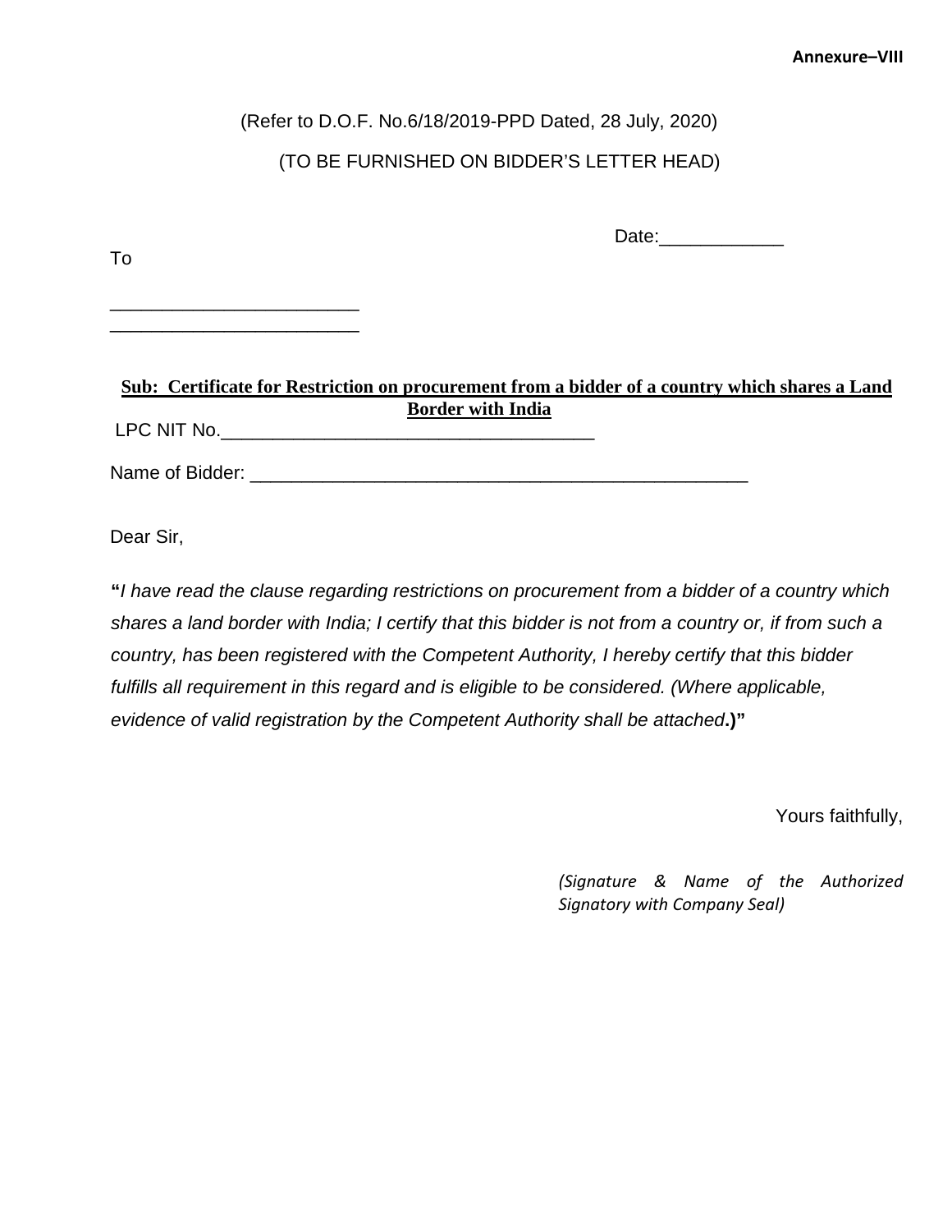**Annexure–VIII**

(Refer to D.O.F. No.6/18/2019-PPD Dated, 28 July, 2020)

(TO BE FURNISHED ON BIDDER'S LETTER HEAD)

Date:____________

To

________________________
________________________

**Sub: Certificate for Restriction on procurement from a bidder of a country which shares a Land Border with India**

LPC NIT No.____________________________________

Name of Bidder: ________________________________________________

Dear Sir,

**"***I have read the clause regarding restrictions on procurement from a bidder of a country which shares a land border with India; I certify that this bidder is not from a country or, if from such a country, has been registered with the Competent Authority, I hereby certify that this bidder fulfills all requirement in this regard and is eligible to be considered. (Where applicable, evidence of valid registration by the Competent Authority shall be attached***.)"**

Yours faithfully,

*(Signature & Name of the Authorized Signatory with Company Seal)*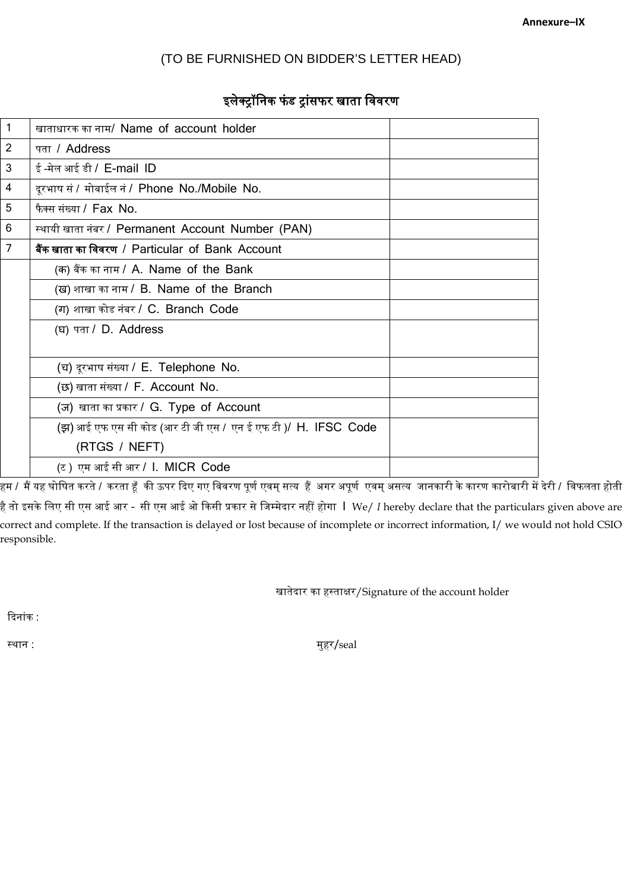**Annexure–IX**

(TO BE FURNISHED ON BIDDER'S LETTER HEAD)

## इलेक्ट्रॉनिक फंड ट्रांसफर खाता विवरण

| | | |
|---|---|---|
| 1 | खाताधारक का नाम/ Name of account holder | |
| 2 | पता / Address | |
| 3 | ई -मेल आई डी / E-mail ID | |
| 4 | दूरभाष सं / मोबाईल नं / Phone No./Mobile No. | |
| 5 | फैक्स संख्या / Fax No. | |
| 6 | स्थायी खाता नंबर / Permanent Account Number (PAN) | |
| 7 | **बैंक खाता का विवरण** / Particular of Bank Account | |
| | (क) बैंक का नाम / A. Name of the Bank | |
| | (ख) शाखा का नाम / B. Name of the Branch | |
| | (ग) शाखा कोड नंबर / C. Branch Code | |
| | (घ) पता / D. Address | |
| | (च) दूरभाष संख्या / E. Telephone No. | |
| | (छ) खाता संख्या / F. Account No. | |
| | (ज) खाता का प्रकार / G. Type of Account | |
| | (झ) आई एफ एस सी कोड (आर टी जी एस / एन ई एफ टी )/ H. IFSC Code (RTGS / NEFT) | |
| | (ट ) एम आई सी आर / I. MICR Code | |

हम / मैं यह घोषित करते / करता हूँ की ऊपर दिए गए विवरण पूर्ण एवम् सत्य हैं अगर अपूर्ण एवम् असत्य जानकारी के कारण कारोबारी में देरी / विफलता होती है तो इसके लिए सी एस आई आर - सी एस आई ओ किसी प्रकार से जिम्मेदार नहीं होगा । We/ *I* hereby declare that the particulars given above are correct and complete. If the transaction is delayed or lost because of incomplete or incorrect information, I/ we would not hold CSIO responsible.

खातेदार का हस्ताक्षर/Signature of the account holder

दिनांक :

स्थान : मुहर/seal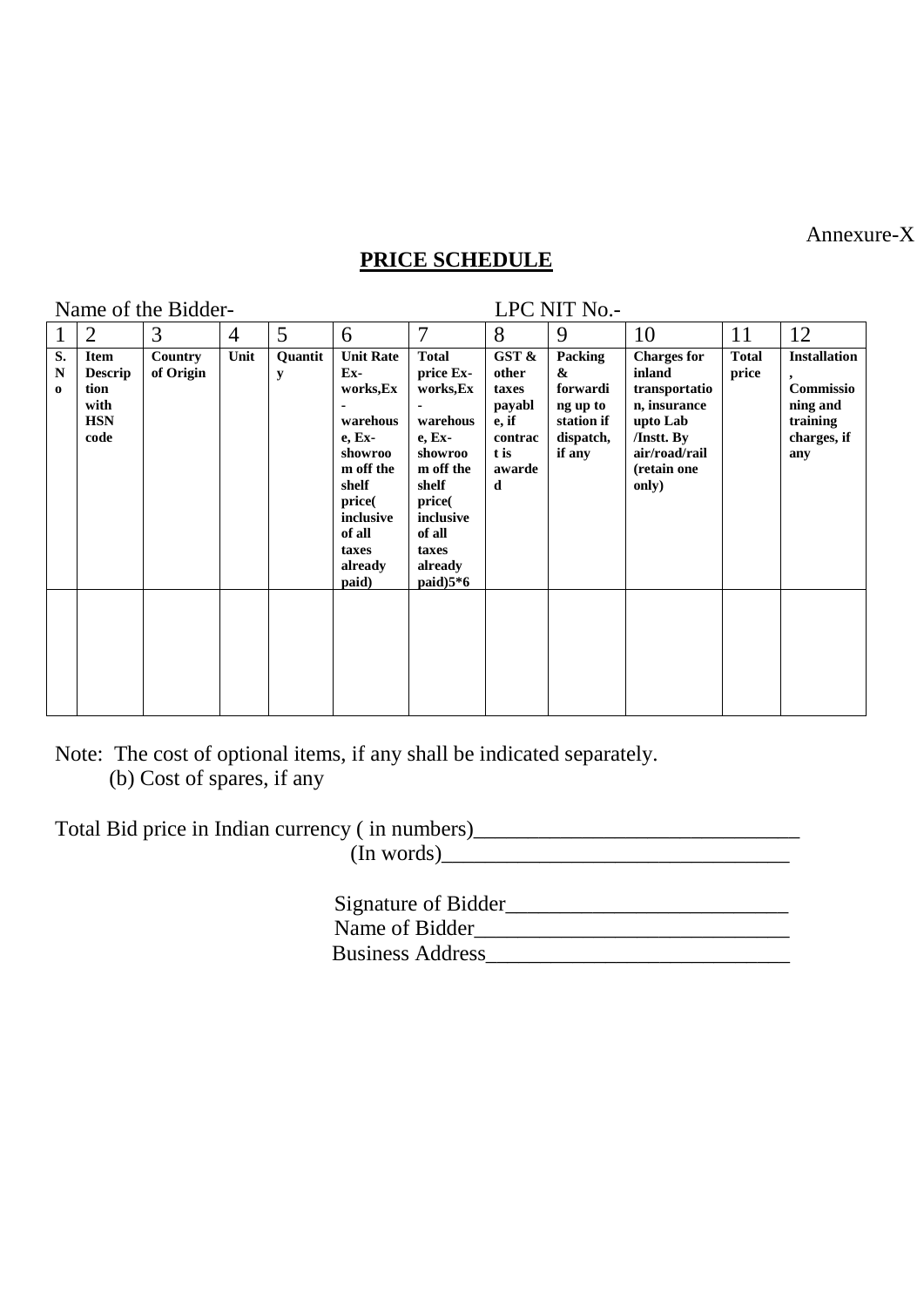Annexure-X

## PRICE SCHEDULE

Name of the Bidder- LPC NIT No.-

| 1 | 2 | 3 | 4 | 5 | 6 | 7 | 8 | 9 | 10 | 11 | 12 |
|---|---|---|---|---|---|---|---|---|---|---|---|
| **S. No** | **Item Description with HSN code** | **Country of Origin** | **Unit** | **Quantity** | **Unit Rate Ex-works,Ex-warehouse, Ex-showroom off the shelf price( inclusive of all taxes already paid)** | **Total price Ex-works,Ex-warehouse, Ex-showroom off the shelf price( inclusive of all taxes already paid)5*6** | **GST & other taxes payable, if contract is awarded** | **Packing & forwarding up to station if dispatch, if any** | **Charges for inland transportation, insurance upto Lab /Instt. By air/road/rail (retain one only)** | **Total price** | **Installation, Commissioning and training charges, if any** |
| | | | | | | | | | | | |

Note: The cost of optional items, if any shall be indicated separately.

(b) Cost of spares, if any

Total Bid price in Indian currency ( in numbers)_____________________________

(In words)_______________________________

Signature of Bidder__________________________

Name of Bidder____________________________

Business Address___________________________